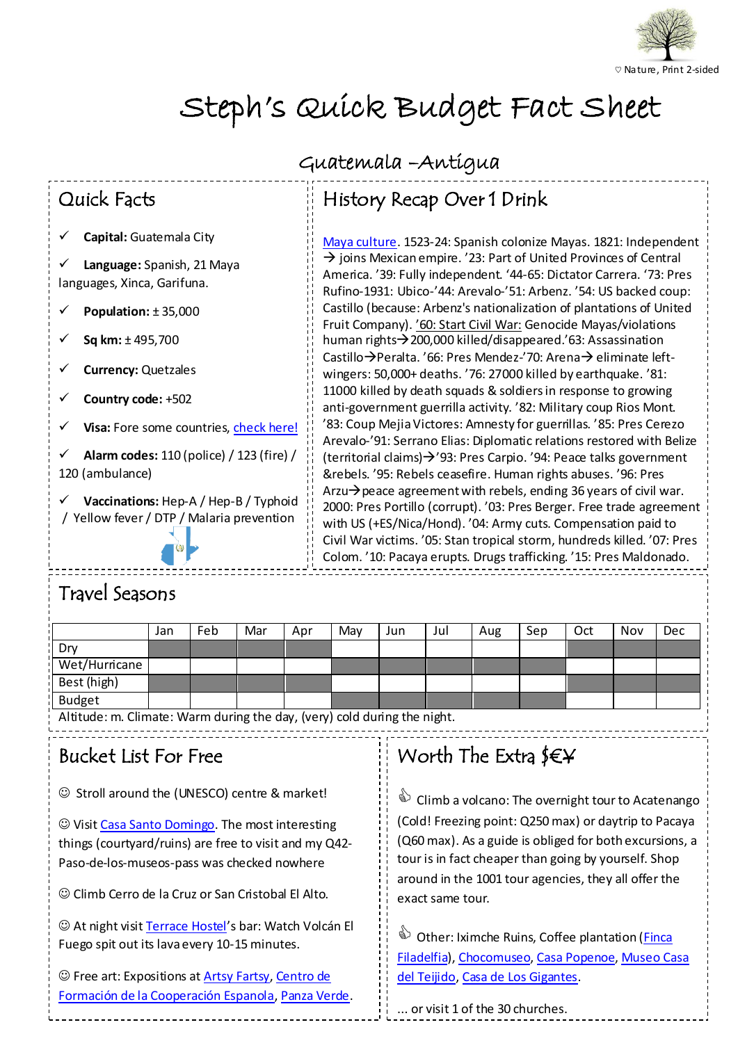♡ Nature, Print 2-sided

# Steph's Quick Budget Fact Sheet

## Guatemala – Antigua

## Quick Facts

- ✓ **Capital:** Guatemala City
- ✓ **Language:** Spanish, 21 Maya languages, Xinca, Garifuna.
- ✓ **Population:** ± 35,000
- ✓ **Sq km:** ± 495,700
- ✓ **Currency:** Quetzales
- ✓ **Country code:** +502
- ✓ **Visa:** Fore some countries, check here!
- ✓ **Alarm codes:** 110 (police) / 123 (fire) / 120 (ambulance)
- ✓ **Vaccinations:** Hep-A / Hep-B / Typhoid / Yellow fever / DTP / Malaria prevention

## History Recap Over 1 Drink

Maya culture. 1523-24: Spanish colonize Mayas. 1821: Independent → joins Mexican empire. '23: Part of United Provinces of Central America. '39: Fully independent. '44-65: Dictator Carrera. '73: Pres Rufino-1931: Ubico-'44: Arevalo-'51: Arbenz. '54: US backed coup: Castillo (because: Arbenz's nationalization of plantations of United Fruit Company). '60: Start Civil War: Genocide Mayas/violations human rights→200,000 killed/disappeared.'63: Assassination Castillo→Peralta. '66: Pres Mendez-'70: Arena→ eliminate left-wingers: 50,000+ deaths. '76: 27000 killed by earthquake. '81: 11000 killed by death squads & soldiers in response to growing anti-government guerrilla activity. '82: Military coup Rios Mont. '83: Coup Mejia Victores: Amnesty for guerrillas. '85: Pres Cerezo Arevalo-'91: Serrano Elias: Diplomatic relations restored with Belize (territorial claims)→'93: Pres Carpio. '94: Peace talks government &rebels. '95: Rebels ceasefire. Human rights abuses. '96: Pres Arzu→peace agreement with rebels, ending 36 years of civil war. 2000: Pres Portillo (corrupt). '03: Pres Berger. Free trade agreement with US (+ES/Nica/Hond). '04: Army cuts. Compensation paid to Civil War victims. '05: Stan tropical storm, hundreds killed. '07: Pres Colom. '10: Pacaya erupts. Drugs trafficking. '15: Pres Maldonado.

## Travel Seasons

| | Jan | Feb | Mar | Apr | May | Jun | Jul | Aug | Sep | Oct | Nov | Dec |
|---|---|---|---|---|---|---|---|---|---|---|---|---|
| Dry | ■ | ■ | ■ | ■ | | | | | | ■ | ■ | ■ |
| Wet/Hurricane | | | | | ■ | ■ | ■ | ■ | ■ | | | |
| Best (high) | ■ | ■ | ■ | ■ | | | | | | ■ | ■ | ■ |
| Budget | | | | | ■ | ■ | ■ | ■ | ■ | | | |

Altitude: m. Climate: Warm during the day, (very) cold during the night.

## Bucket List For Free

☺ Stroll around the (UNESCO) centre & market!

☺ Visit Casa Santo Domingo. The most interesting things (courtyard/ruins) are free to visit and my Q42-Paso-de-los-museos-pass was checked nowhere

☺ Climb Cerro de la Cruz or San Cristobal El Alto.

☺ At night visit Terrace Hostel's bar: Watch Volcán El Fuego spit out its lava every 10-15 minutes.

☺ Free art: Expositions at Artsy Fartsy, Centro de Formación de la Cooperación Espanola, Panza Verde.

## Worth The Extra $€¥

👍 Climb a volcano: The overnight tour to Acatenango (Cold! Freezing point: Q250 max) or daytrip to Pacaya (Q60 max). As a guide is obliged for both excursions, a tour is in fact cheaper than going by yourself. Shop around in the 1001 tour agencies, they all offer the exact same tour.

👍 Other: Iximche Ruins, Coffee plantation (Finca Filadelfia), Chocomuseo, Casa Popenoe, Museo Casa del Teijido, Casa de Los Gigantes.

... or visit 1 of the 30 churches.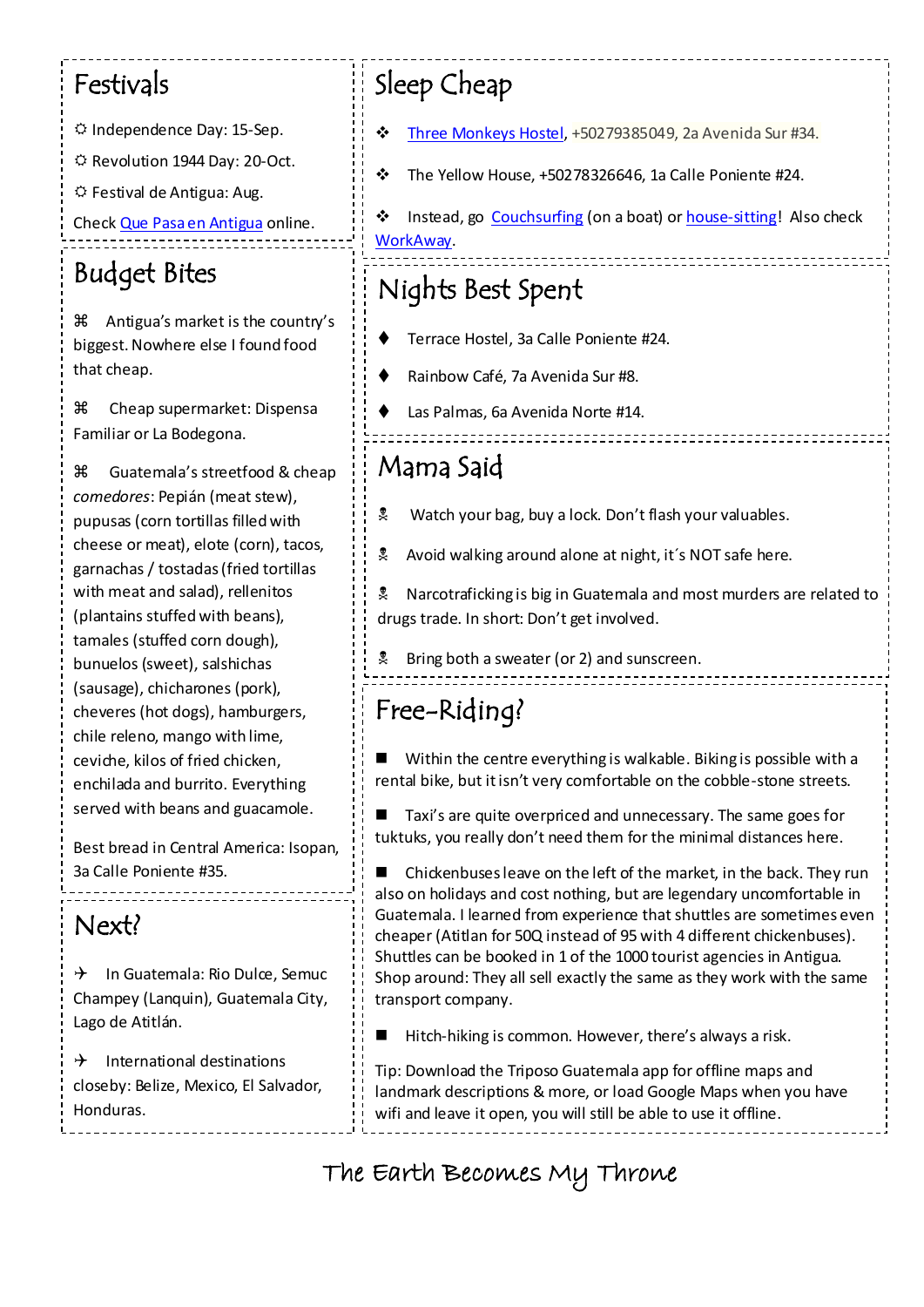## Festivals

☼ Independence Day: 15-Sep.

☼ Revolution 1944 Day: 20-Oct.

☼ Festival de Antigua: Aug.

Check Que Pasa en Antigua online.

## Budget Bites

⌘ Antigua's market is the country's biggest. Nowhere else I found food that cheap.

⌘ Cheap supermarket: Dispensa Familiar or La Bodegona.

⌘ Guatemala's streetfood & cheap *comedores*: Pepián (meat stew), pupusas (corn tortillas filled with cheese or meat), elote (corn), tacos, garnachas / tostadas (fried tortillas with meat and salad), rellenitos (plantains stuffed with beans), tamales (stuffed corn dough), bunuelos (sweet), salshichas (sausage), chicharones (pork), cheveres (hot dogs), hamburgers, chile releno, mango with lime, ceviche, kilos of fried chicken, enchilada and burrito. Everything served with beans and guacamole.

Best bread in Central America: Isopan, 3a Calle Poniente #35.

## Next?

✈ In Guatemala: Rio Dulce, Semuc Champey (Lanquin), Guatemala City, Lago de Atitlán.

✈ International destinations closeby: Belize, Mexico, El Salvador, Honduras.

## Sleep Cheap

❖ Three Monkeys Hostel, +50279385049, 2a Avenida Sur #34.

❖ The Yellow House, +50278326646, 1a Calle Poniente #24.

❖ Instead, go Couchsurfing (on a boat) or house-sitting! Also check WorkAway.

## Nights Best Spent

♦ Terrace Hostel, 3a Calle Poniente #24.

♦ Rainbow Café, 7a Avenida Sur #8.

♦ Las Palmas, 6a Avenida Norte #14.

## Mama Said

☠ Watch your bag, buy a lock. Don't flash your valuables.

☠ Avoid walking around alone at night, it´s NOT safe here.

☠ Narcotraficking is big in Guatemala and most murders are related to drugs trade. In short: Don't get involved.

☠ Bring both a sweater (or 2) and sunscreen.

## Free-Riding?

■ Within the centre everything is walkable. Biking is possible with a rental bike, but it isn't very comfortable on the cobble-stone streets.

■ Taxi's are quite overpriced and unnecessary. The same goes for tuktuks, you really don't need them for the minimal distances here.

■ Chickenbuses leave on the left of the market, in the back. They run also on holidays and cost nothing, but are legendary uncomfortable in Guatemala. I learned from experience that shuttles are sometimes even cheaper (Atitlan for 50Q instead of 95 with 4 different chickenbuses). Shuttles can be booked in 1 of the 1000 tourist agencies in Antigua. Shop around: They all sell exactly the same as they work with the same transport company.

■ Hitch-hiking is common. However, there's always a risk.

Tip: Download the Triposo Guatemala app for offline maps and landmark descriptions & more, or load Google Maps when you have wifi and leave it open, you will still be able to use it offline.

The Earth Becomes My Throne